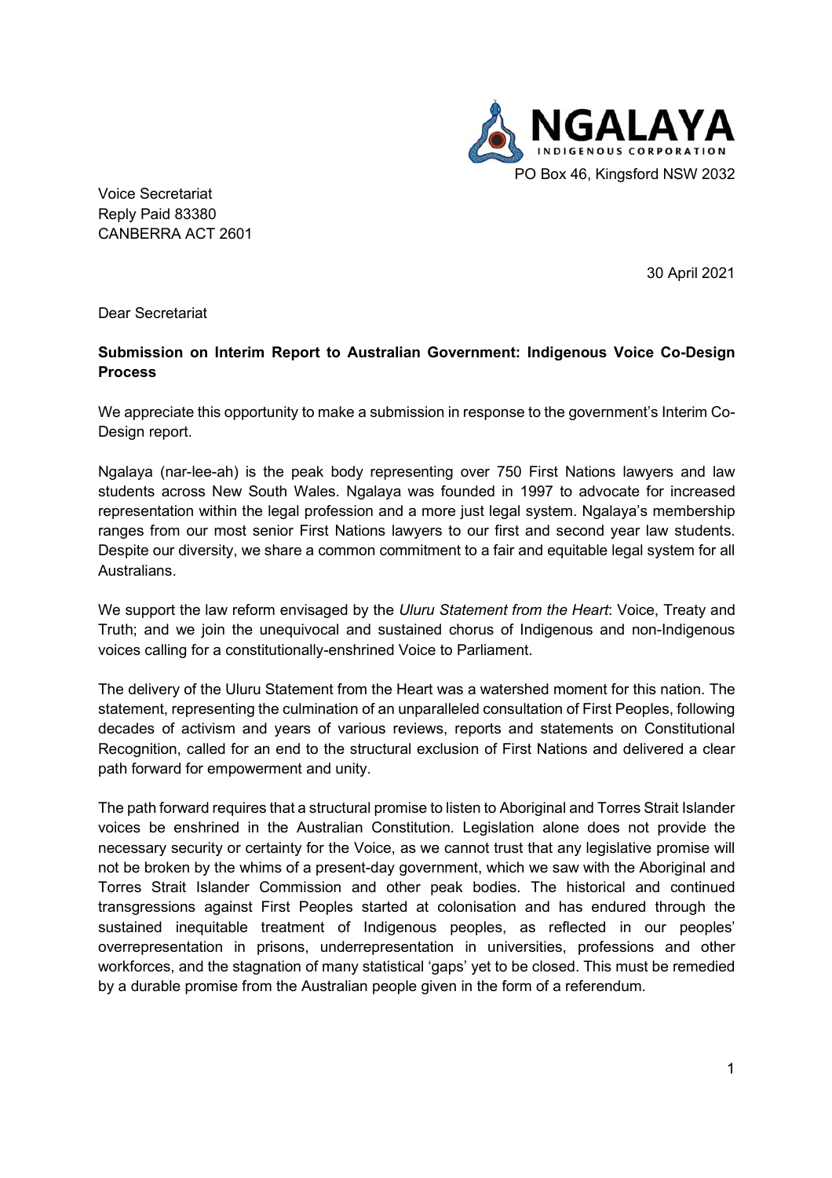NGALAYA INDIGENOUS CORPORATION

PO Box 46, Kingsford NSW 2032

Voice Secretariat
Reply Paid 83380
CANBERRA ACT 2601

30 April 2021

Dear Secretariat

**Submission on Interim Report to Australian Government: Indigenous Voice Co-Design Process**

We appreciate this opportunity to make a submission in response to the government's Interim Co-Design report.

Ngalaya (nar-lee-ah) is the peak body representing over 750 First Nations lawyers and law students across New South Wales. Ngalaya was founded in 1997 to advocate for increased representation within the legal profession and a more just legal system. Ngalaya's membership ranges from our most senior First Nations lawyers to our first and second year law students. Despite our diversity, we share a common commitment to a fair and equitable legal system for all Australians.

We support the law reform envisaged by the *Uluru Statement from the Heart*: Voice, Treaty and Truth; and we join the unequivocal and sustained chorus of Indigenous and non-Indigenous voices calling for a constitutionally-enshrined Voice to Parliament.

The delivery of the Uluru Statement from the Heart was a watershed moment for this nation. The statement, representing the culmination of an unparalleled consultation of First Peoples, following decades of activism and years of various reviews, reports and statements on Constitutional Recognition, called for an end to the structural exclusion of First Nations and delivered a clear path forward for empowerment and unity.

The path forward requires that a structural promise to listen to Aboriginal and Torres Strait Islander voices be enshrined in the Australian Constitution. Legislation alone does not provide the necessary security or certainty for the Voice, as we cannot trust that any legislative promise will not be broken by the whims of a present-day government, which we saw with the Aboriginal and Torres Strait Islander Commission and other peak bodies. The historical and continued transgressions against First Peoples started at colonisation and has endured through the sustained inequitable treatment of Indigenous peoples, as reflected in our peoples' overrepresentation in prisons, underrepresentation in universities, professions and other workforces, and the stagnation of many statistical 'gaps' yet to be closed. This must be remedied by a durable promise from the Australian people given in the form of a referendum.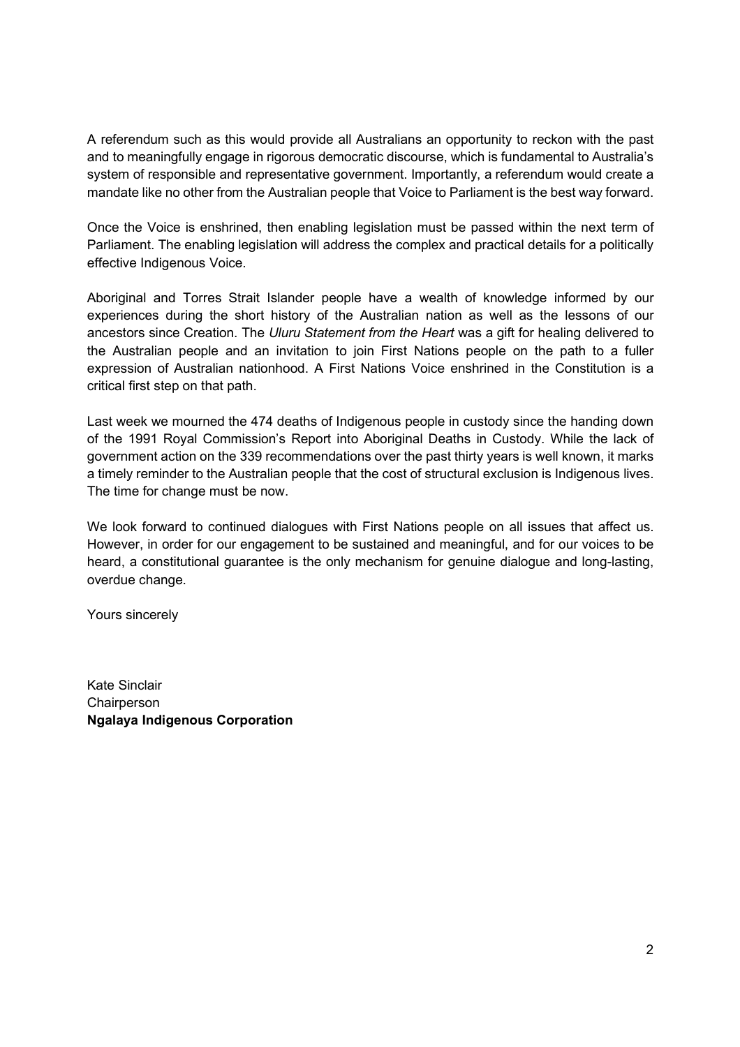A referendum such as this would provide all Australians an opportunity to reckon with the past and to meaningfully engage in rigorous democratic discourse, which is fundamental to Australia's system of responsible and representative government. Importantly, a referendum would create a mandate like no other from the Australian people that Voice to Parliament is the best way forward.

Once the Voice is enshrined, then enabling legislation must be passed within the next term of Parliament. The enabling legislation will address the complex and practical details for a politically effective Indigenous Voice.

Aboriginal and Torres Strait Islander people have a wealth of knowledge informed by our experiences during the short history of the Australian nation as well as the lessons of our ancestors since Creation. The *Uluru Statement from the Heart* was a gift for healing delivered to the Australian people and an invitation to join First Nations people on the path to a fuller expression of Australian nationhood. A First Nations Voice enshrined in the Constitution is a critical first step on that path.

Last week we mourned the 474 deaths of Indigenous people in custody since the handing down of the 1991 Royal Commission's Report into Aboriginal Deaths in Custody. While the lack of government action on the 339 recommendations over the past thirty years is well known, it marks a timely reminder to the Australian people that the cost of structural exclusion is Indigenous lives. The time for change must be now.

We look forward to continued dialogues with First Nations people on all issues that affect us. However, in order for our engagement to be sustained and meaningful, and for our voices to be heard, a constitutional guarantee is the only mechanism for genuine dialogue and long-lasting, overdue change.

Yours sincerely

Kate Sinclair
Chairperson
**Ngalaya Indigenous Corporation**